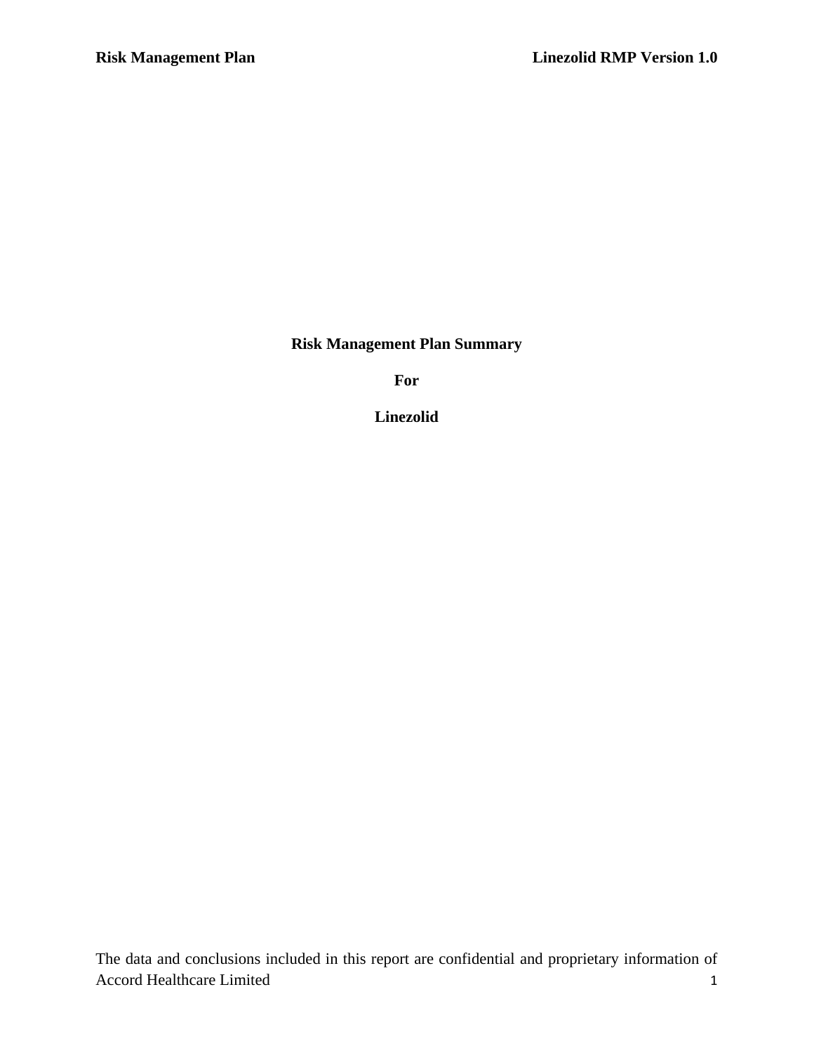# Risk Management Plan Summary

# For

# Linezolid

The data and conclusions included in this report are confidential and proprietary information of Accord Healthcare Limited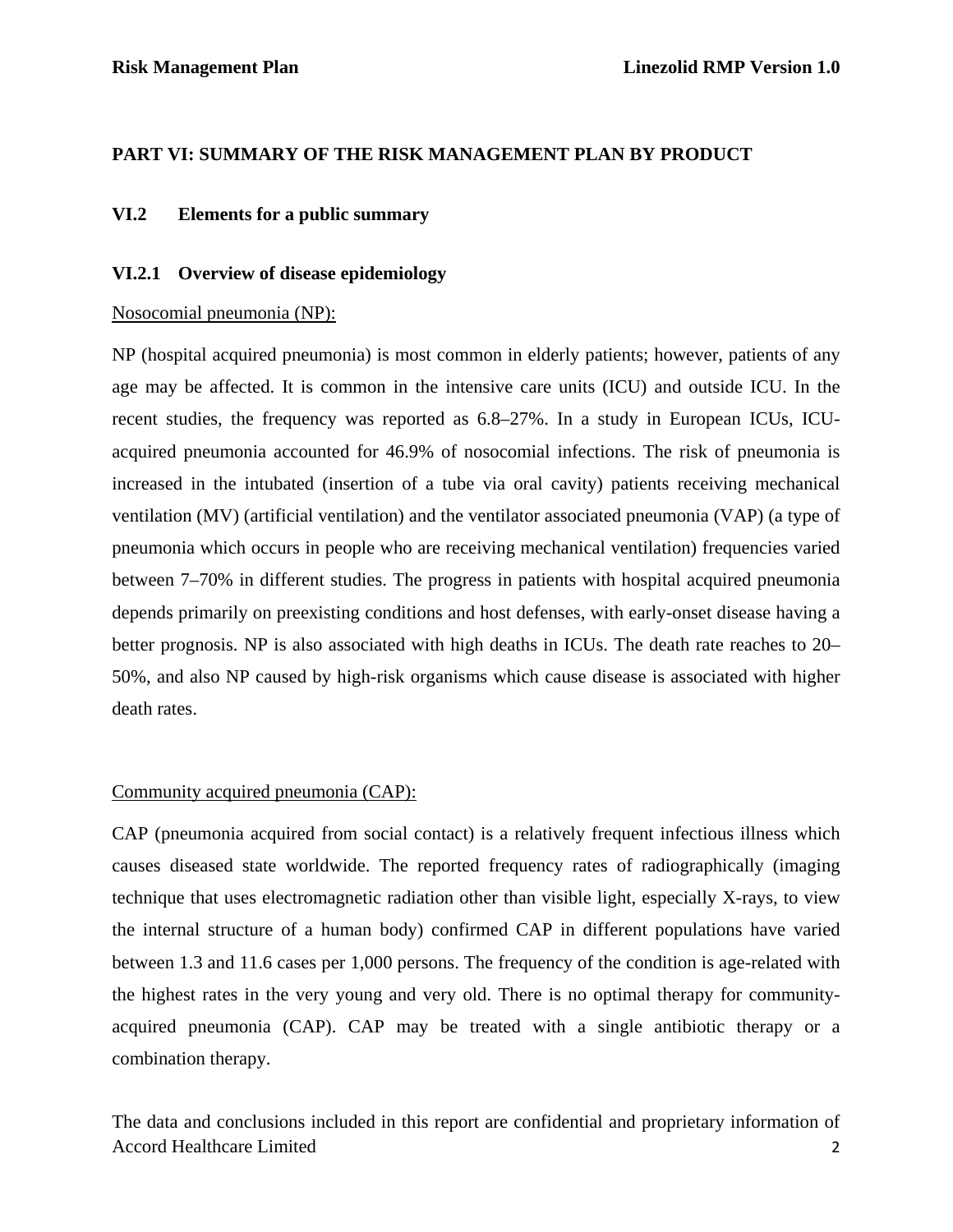## PART VI: SUMMARY OF THE RISK MANAGEMENT PLAN BY PRODUCT

### VI.2 Elements for a public summary

#### VI.2.1 Overview of disease epidemiology

Nosocomial pneumonia (NP):

NP (hospital acquired pneumonia) is most common in elderly patients; however, patients of any age may be affected. It is common in the intensive care units (ICU) and outside ICU. In the recent studies, the frequency was reported as 6.8–27%. In a study in European ICUs, ICU-acquired pneumonia accounted for 46.9% of nosocomial infections. The risk of pneumonia is increased in the intubated (insertion of a tube via oral cavity) patients receiving mechanical ventilation (MV) (artificial ventilation) and the ventilator associated pneumonia (VAP) (a type of pneumonia which occurs in people who are receiving mechanical ventilation) frequencies varied between 7–70% in different studies. The progress in patients with hospital acquired pneumonia depends primarily on preexisting conditions and host defenses, with early-onset disease having a better prognosis. NP is also associated with high deaths in ICUs. The death rate reaches to 20–50%, and also NP caused by high-risk organisms which cause disease is associated with higher death rates.

Community acquired pneumonia (CAP):

CAP (pneumonia acquired from social contact) is a relatively frequent infectious illness which causes diseased state worldwide. The reported frequency rates of radiographically (imaging technique that uses electromagnetic radiation other than visible light, especially X-rays, to view the internal structure of a human body) confirmed CAP in different populations have varied between 1.3 and 11.6 cases per 1,000 persons. The frequency of the condition is age-related with the highest rates in the very young and very old. There is no optimal therapy for community-acquired pneumonia (CAP). CAP may be treated with a single antibiotic therapy or a combination therapy.

The data and conclusions included in this report are confidential and proprietary information of Accord Healthcare Limited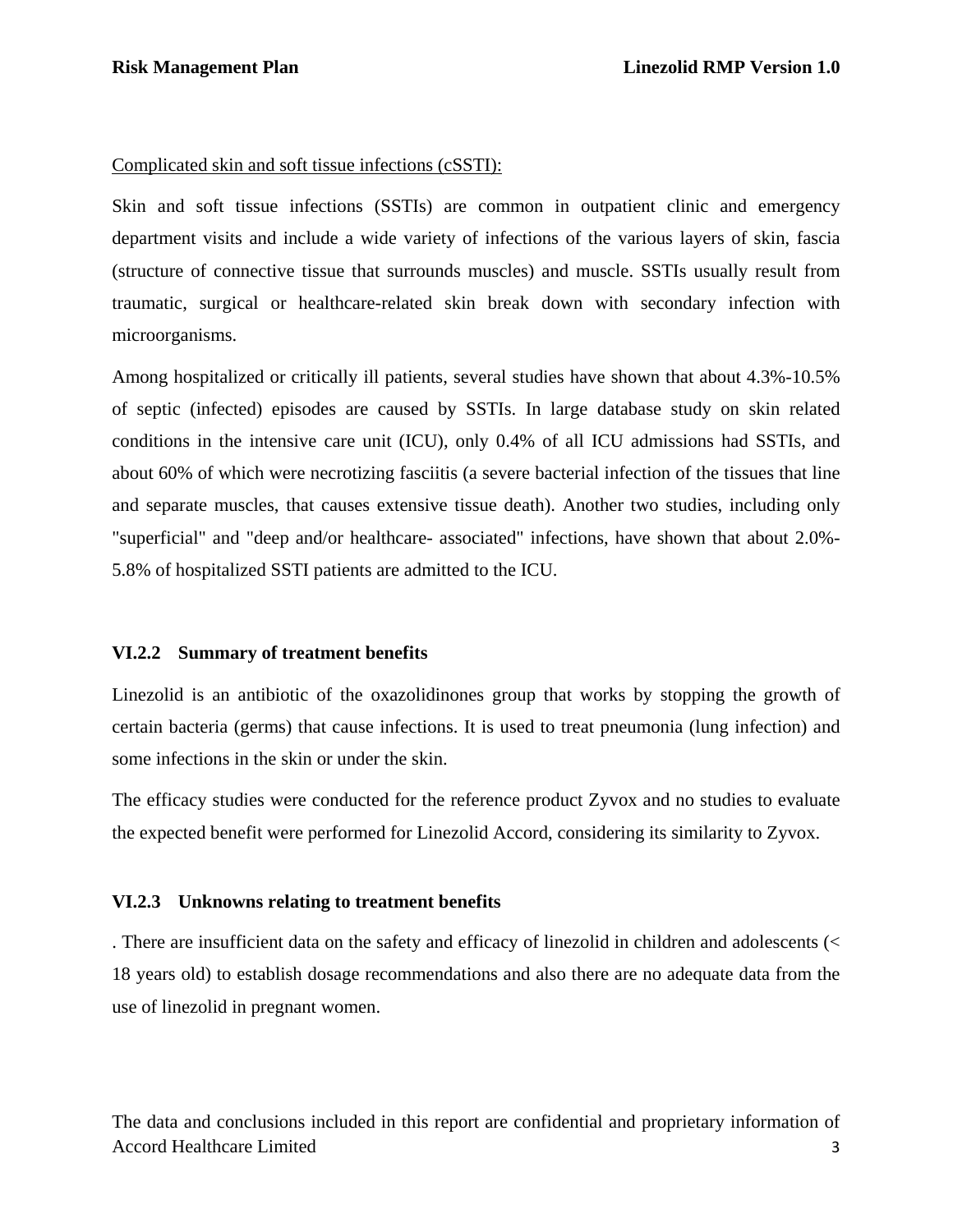<u>Complicated skin and soft tissue infections (cSSTI):</u>

Skin and soft tissue infections (SSTIs) are common in outpatient clinic and emergency department visits and include a wide variety of infections of the various layers of skin, fascia (structure of connective tissue that surrounds muscles) and muscle. SSTIs usually result from traumatic, surgical or healthcare-related skin break down with secondary infection with microorganisms.

Among hospitalized or critically ill patients, several studies have shown that about 4.3%-10.5% of septic (infected) episodes are caused by SSTIs. In large database study on skin related conditions in the intensive care unit (ICU), only 0.4% of all ICU admissions had SSTIs, and about 60% of which were necrotizing fasciitis (a severe bacterial infection of the tissues that line and separate muscles, that causes extensive tissue death). Another two studies, including only "superficial" and "deep and/or healthcare- associated" infections, have shown that about 2.0%-5.8% of hospitalized SSTI patients are admitted to the ICU.

### VI.2.2 Summary of treatment benefits

Linezolid is an antibiotic of the oxazolidinones group that works by stopping the growth of certain bacteria (germs) that cause infections. It is used to treat pneumonia (lung infection) and some infections in the skin or under the skin.

The efficacy studies were conducted for the reference product Zyvox and no studies to evaluate the expected benefit were performed for Linezolid Accord, considering its similarity to Zyvox.

### VI.2.3 Unknowns relating to treatment benefits

. There are insufficient data on the safety and efficacy of linezolid in children and adolescents (< 18 years old) to establish dosage recommendations and also there are no adequate data from the use of linezolid in pregnant women.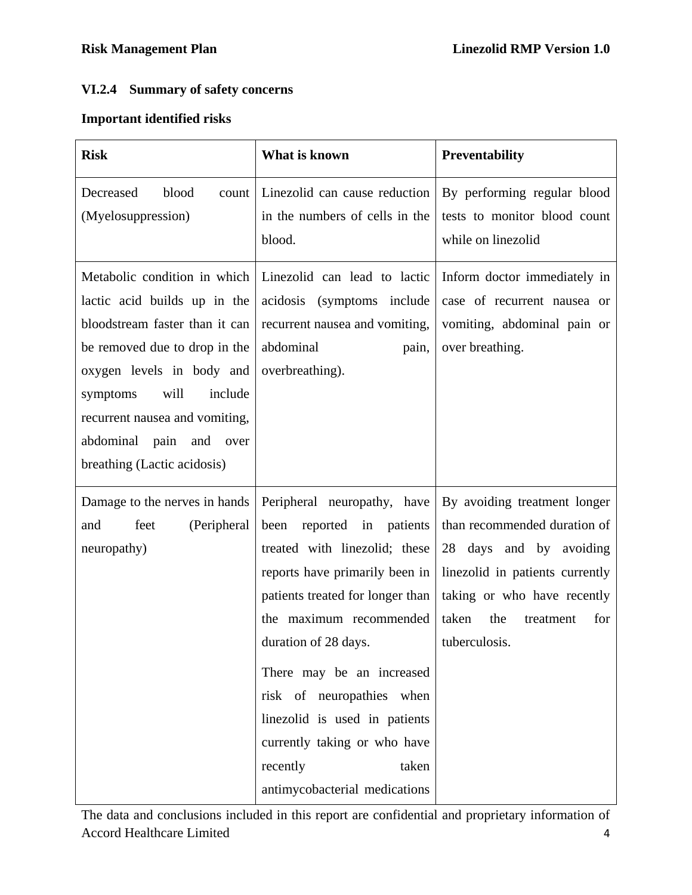### VI.2.4 Summary of safety concerns

**Important identified risks**

| Risk | What is known | Preventability |
|---|---|---|
| Decreased blood count (Myelosuppression) | Linezolid can cause reduction in the numbers of cells in the blood. | By performing regular blood tests to monitor blood count while on linezolid |
| Metabolic condition in which lactic acid builds up in the bloodstream faster than it can be removed due to drop in the oxygen levels in body and symptoms will include recurrent nausea and vomiting, abdominal pain and over breathing (Lactic acidosis) | Linezolid can lead to lactic acidosis (symptoms include recurrent nausea and vomiting, abdominal pain, overbreathing). | Inform doctor immediately in case of recurrent nausea or vomiting, abdominal pain or over breathing. |
| Damage to the nerves in hands and feet (Peripheral neuropathy) | Peripheral neuropathy, have been reported in patients treated with linezolid; these reports have primarily been in patients treated for longer than the maximum recommended duration of 28 days.<br><br>There may be an increased risk of neuropathies when linezolid is used in patients currently taking or who have recently taken antimycobacterial medications | By avoiding treatment longer than recommended duration of 28 days and by avoiding linezolid in patients currently taking or who have recently taken the treatment for tuberculosis. |

The data and conclusions included in this report are confidential and proprietary information of Accord Healthcare Limited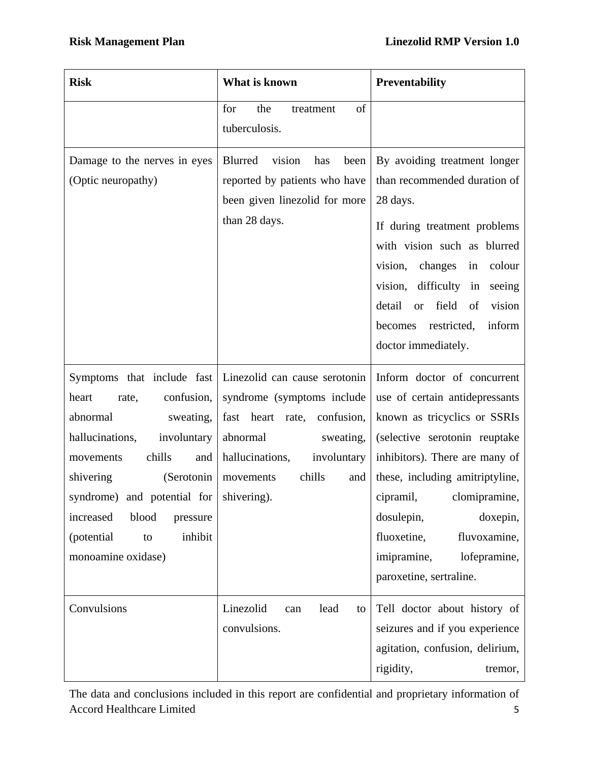| Risk | What is known | Preventability |
|---|---|---|
| | for the treatment of tuberculosis. | |
| Damage to the nerves in eyes (Optic neuropathy) | Blurred vision has been reported by patients who have been given linezolid for more than 28 days. | By avoiding treatment longer than recommended duration of 28 days.<br><br>If during treatment problems with vision such as blurred vision, changes in colour vision, difficulty in seeing detail or field of vision becomes restricted, inform doctor immediately. |
| Symptoms that include fast heart rate, confusion, abnormal sweating, hallucinations, involuntary movements chills and shivering (Serotonin syndrome) and potential for increased blood pressure (potential to inhibit monoamine oxidase) | Linezolid can cause serotonin syndrome (symptoms include fast heart rate, confusion, abnormal sweating, hallucinations, involuntary movements chills and shivering). | Inform doctor of concurrent use of certain antidepressants known as tricyclics or SSRIs (selective serotonin reuptake inhibitors). There are many of these, including amitriptyline, cipramil, clomipramine, dosulepin, doxepin, fluoxetine, fluvoxamine, imipramine, lofepramine, paroxetine, sertraline. |
| Convulsions | Linezolid can lead to convulsions. | Tell doctor about history of seizures and if you experience agitation, confusion, delirium, rigidity, tremor, |

The data and conclusions included in this report are confidential and proprietary information of Accord Healthcare Limited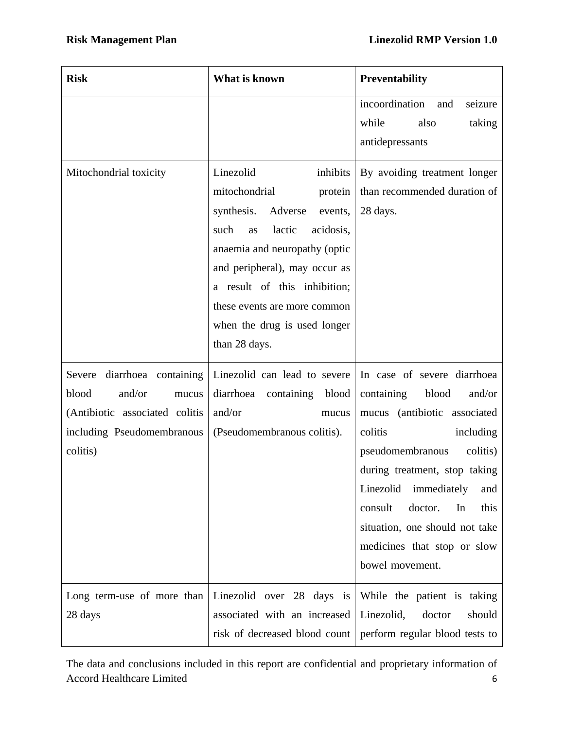| Risk | What is known | Preventability |
| --- | --- | --- |
| | | incoordination and seizure while also taking antidepressants |
| Mitochondrial toxicity | Linezolid inhibits mitochondrial protein synthesis. Adverse events, such as lactic acidosis, anaemia and neuropathy (optic and peripheral), may occur as a result of this inhibition; these events are more common when the drug is used longer than 28 days. | By avoiding treatment longer than recommended duration of 28 days. |
| Severe diarrhoea containing blood and/or mucus (Antibiotic associated colitis including Pseudomembranous colitis) | Linezolid can lead to severe diarrhoea containing blood and/or mucus (Pseudomembranous colitis). | In case of severe diarrhoea containing blood and/or mucus (antibiotic associated colitis including pseudomembranous colitis) during treatment, stop taking Linezolid immediately and consult doctor. In this situation, one should not take medicines that stop or slow bowel movement. |
| Long term-use of more than 28 days | Linezolid over 28 days is associated with an increased risk of decreased blood count | While the patient is taking Linezolid, doctor should perform regular blood tests to |

The data and conclusions included in this report are confidential and proprietary information of Accord Healthcare Limited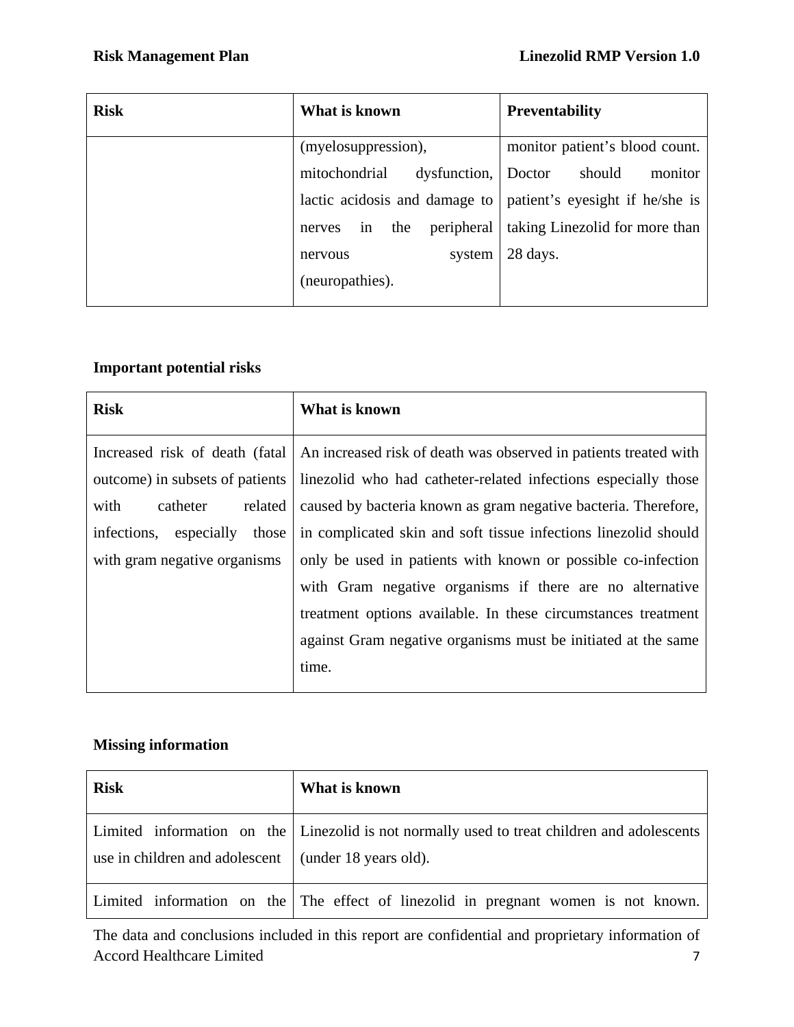| Risk | What is known | Preventability |
|---|---|---|
| | (myelosuppression), mitochondrial dysfunction, lactic acidosis and damage to nerves in the peripheral nervous system (neuropathies). | monitor patient's blood count. Doctor should monitor patient's eyesight if he/she is taking Linezolid for more than 28 days. |

**Important potential risks**

| Risk | What is known |
|---|---|
| Increased risk of death (fatal outcome) in subsets of patients with catheter related infections, especially those with gram negative organisms | An increased risk of death was observed in patients treated with linezolid who had catheter-related infections especially those caused by bacteria known as gram negative bacteria. Therefore, in complicated skin and soft tissue infections linezolid should only be used in patients with known or possible co-infection with Gram negative organisms if there are no alternative treatment options available. In these circumstances treatment against Gram negative organisms must be initiated at the same time. |

**Missing information**

| Risk | What is known |
|---|---|
| Limited information on the use in children and adolescent | Linezolid is not normally used to treat children and adolescents (under 18 years old). |
| Limited information on the | The effect of linezolid in pregnant women is not known. |

The data and conclusions included in this report are confidential and proprietary information of Accord Healthcare Limited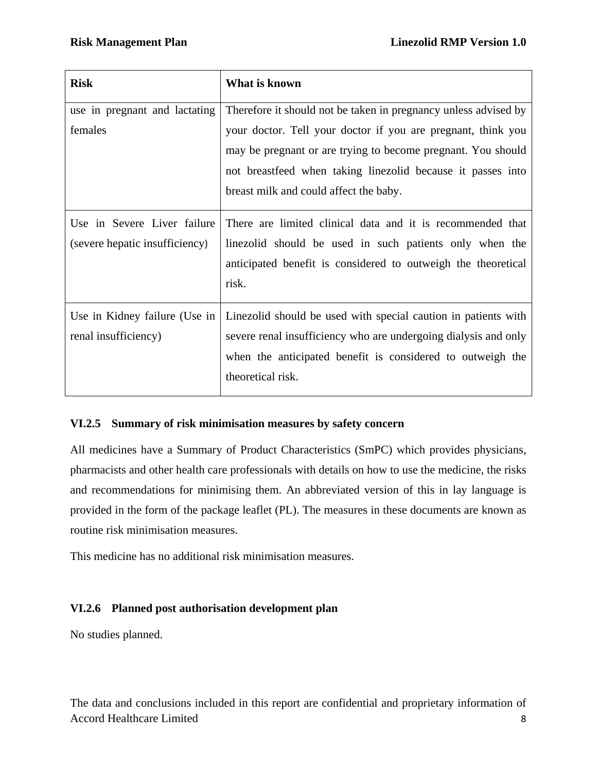| Risk | What is known |
| --- | --- |
| use in pregnant and lactating females | Therefore it should not be taken in pregnancy unless advised by your doctor. Tell your doctor if you are pregnant, think you may be pregnant or are trying to become pregnant. You should not breastfeed when taking linezolid because it passes into breast milk and could affect the baby. |
| Use in Severe Liver failure (severe hepatic insufficiency) | There are limited clinical data and it is recommended that linezolid should be used in such patients only when the anticipated benefit is considered to outweigh the theoretical risk. |
| Use in Kidney failure (Use in renal insufficiency) | Linezolid should be used with special caution in patients with severe renal insufficiency who are undergoing dialysis and only when the anticipated benefit is considered to outweigh the theoretical risk. |

### VI.2.5 Summary of risk minimisation measures by safety concern

All medicines have a Summary of Product Characteristics (SmPC) which provides physicians, pharmacists and other health care professionals with details on how to use the medicine, the risks and recommendations for minimising them. An abbreviated version of this in lay language is provided in the form of the package leaflet (PL). The measures in these documents are known as routine risk minimisation measures.

This medicine has no additional risk minimisation measures.

### VI.2.6 Planned post authorisation development plan

No studies planned.

The data and conclusions included in this report are confidential and proprietary information of Accord Healthcare Limited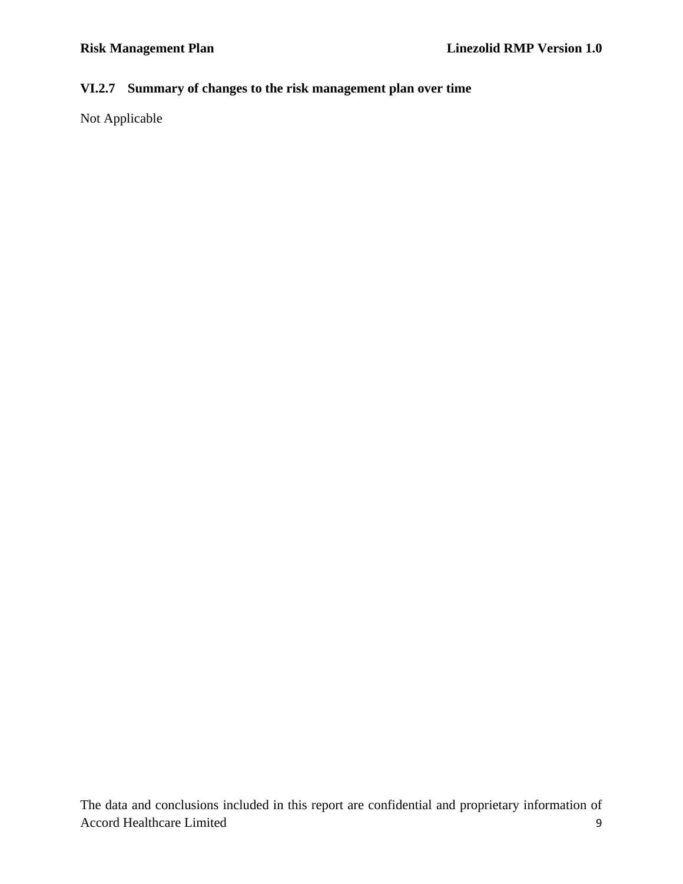### VI.2.7 Summary of changes to the risk management plan over time

Not Applicable